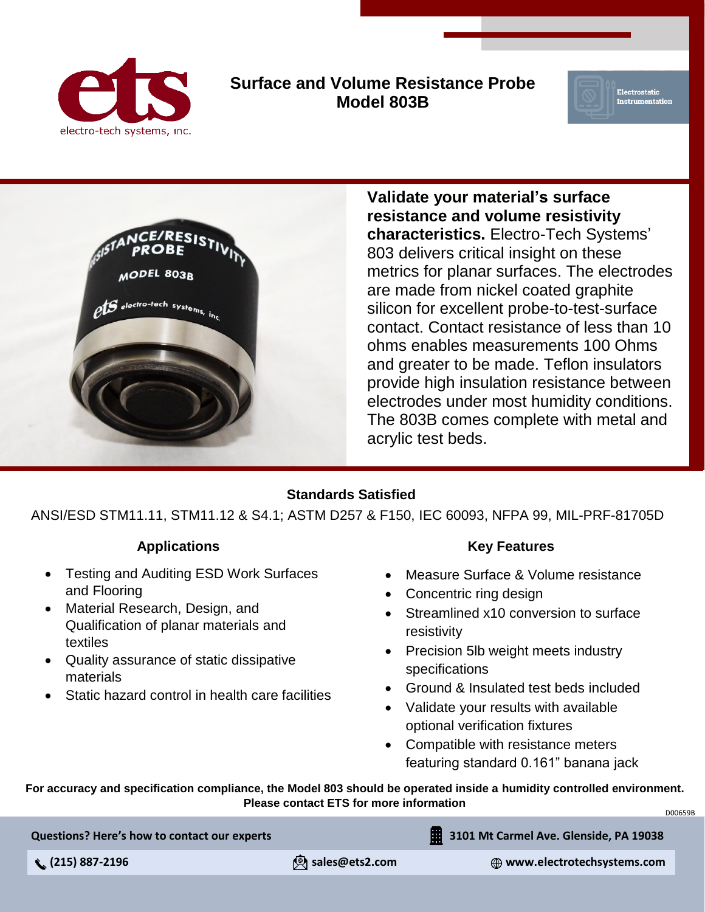# Surface and Volume Resistance Probe Model 803B

**Validate your material's surface resistance and volume resistivity characteristics.** Electro-Tech Systems' 803 delivers critical insight on these metrics for planar surfaces. The electrodes are made from nickel coated graphite silicon for excellent probe-to-test-surface contact. Contact resistance of less than 10 ohms enables measurements 100 Ohms and greater to be made. Teflon insulators provide high insulation resistance between electrodes under most humidity conditions. The 803B comes complete with metal and acrylic test beds.

## Standards Satisfied

ANSI/ESD STM11.11, STM11.12 & S4.1; ASTM D257 & F150, IEC 60093, NFPA 99, MIL-PRF-81705D

## Applications

- Testing and Auditing ESD Work Surfaces and Flooring
- Material Research, Design, and Qualification of planar materials and textiles
- Quality assurance of static dissipative materials
- Static hazard control in health care facilities

## Key Features

- Measure Surface & Volume resistance
- Concentric ring design
- Streamlined x10 conversion to surface resistivity
- Precision 5lb weight meets industry specifications
- Ground & Insulated test beds included
- Validate your results with available optional verification fixtures
- Compatible with resistance meters featuring standard 0.161" banana jack

**For accuracy and specification compliance, the Model 803 should be operated inside a humidity controlled environment. Please contact ETS for more information**

D00659B

**Questions? Here's how to contact our experts**

**3101 Mt Carmel Ave. Glenside, PA 19038**

**(215) 887-2196** | **sales@ets2.com** | **www.electrotechsystems.com**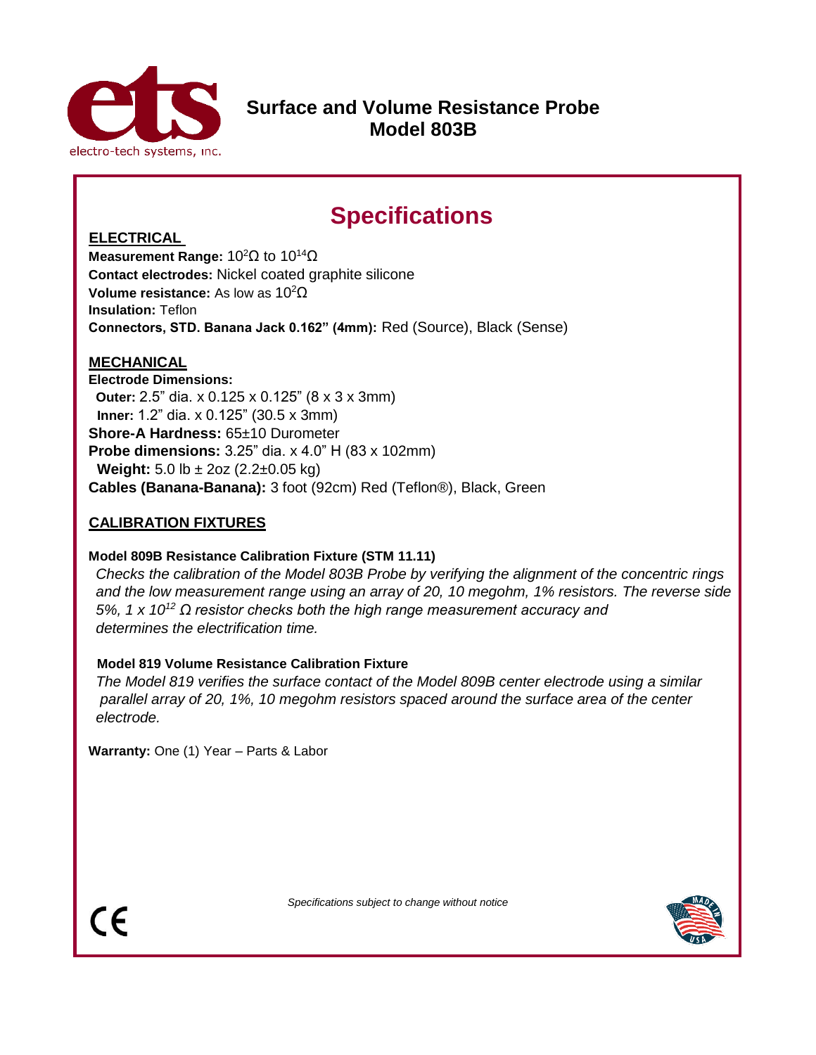# Surface and Volume Resistance Probe
# Model 803B

## Specifications

### ELECTRICAL

**Measurement Range:** $10^2\Omega$ to $10^{14}\Omega$
**Contact electrodes:** Nickel coated graphite silicone
**Volume resistance:** As low as $10^2\Omega$
**Insulation:** Teflon
**Connectors, STD. Banana Jack 0.162" (4mm):** Red (Source), Black (Sense)

### MECHANICAL

**Electrode Dimensions:**
**Outer:** 2.5" dia. x 0.125 x 0.125" (8 x 3 x 3mm)
**Inner:** 1.2" dia. x 0.125" (30.5 x 3mm)
**Shore-A Hardness:** 65±10 Durometer
**Probe dimensions:** 3.25" dia. x 4.0" H (83 x 102mm)
**Weight:** 5.0 lb ± 2oz (2.2±0.05 kg)
**Cables (Banana-Banana):** 3 foot (92cm) Red (Teflon®), Black, Green

### CALIBRATION FIXTURES

**Model 809B Resistance Calibration Fixture (STM 11.11)**

*Checks the calibration of the Model 803B Probe by verifying the alignment of the concentric rings and the low measurement range using an array of 20, 10 megohm, 1% resistors. The reverse side 5%, 1 x $10^{12}$ Ω resistor checks both the high range measurement accuracy and determines the electrification time.*

**Model 819 Volume Resistance Calibration Fixture**

*The Model 819 verifies the surface contact of the Model 809B center electrode using a similar parallel array of 20, 1%, 10 megohm resistors spaced around the surface area of the center electrode.*

**Warranty:** One (1) Year – Parts & Labor

CE

*Specifications subject to change without notice*